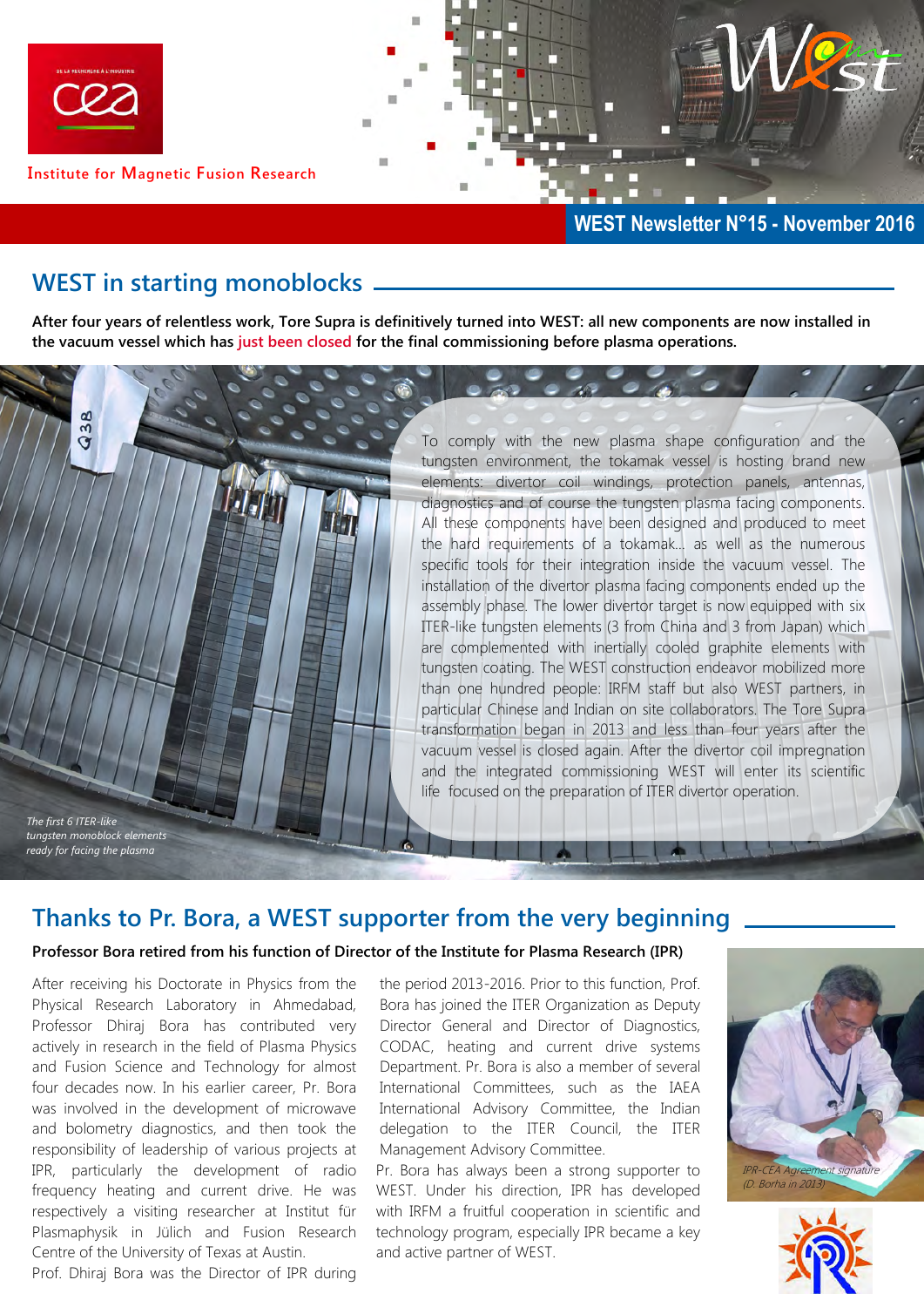Institute for Magnetic Fusion Research

**WEST Newsletter N°15 - November 2016**

## WEST in starting monoblocks

**After four years of relentless work, Tore Supra is definitively turned into WEST: all new components are now installed in the vacuum vessel which has just been closed for the final commissioning before plasma operations.**

To comply with the new plasma shape configuration and the tungsten environment, the tokamak vessel is hosting brand new elements: divertor coil windings, protection panels, antennas, diagnostics and of course the tungsten plasma facing components. All these components have been designed and produced to meet the hard requirements of a tokamak... as well as the numerous specific tools for their integration inside the vacuum vessel. The installation of the divertor plasma facing components ended up the assembly phase. The lower divertor target is now equipped with six ITER-like tungsten elements (3 from China and 3 from Japan) which are complemented with inertially cooled graphite elements with tungsten coating. The WEST construction endeavor mobilized more than one hundred people: IRFM staff but also WEST partners, in particular Chinese and Indian on site collaborators. The Tore Supra transformation began in 2013 and less than four years after the vacuum vessel is closed again. After the divertor coil impregnation and the integrated commissioning WEST will enter its scientific life focused on the preparation of ITER divertor operation.

*The first 6 ITER-like tungsten monoblock elements ready for facing the plasma*

## Thanks to Pr. Bora, a WEST supporter from the very beginning

**Professor Bora retired from his function of Director of the Institute for Plasma Research (IPR)**

After receiving his Doctorate in Physics from the Physical Research Laboratory in Ahmedabad, Professor Dhiraj Bora has contributed very actively in research in the field of Plasma Physics and Fusion Science and Technology for almost four decades now. In his earlier career, Pr. Bora was involved in the development of microwave and bolometry diagnostics, and then took the responsibility of leadership of various projects at IPR, particularly the development of radio frequency heating and current drive. He was respectively a visiting researcher at Institut für Plasmaphysik in Jülich and Fusion Research Centre of the University of Texas at Austin.

Prof. Dhiraj Bora was the Director of IPR during the period 2013-2016. Prior to this function, Prof. Bora has joined the ITER Organization as Deputy Director General and Director of Diagnostics, CODAC, heating and current drive systems Department. Pr. Bora is also a member of several International Committees, such as the IAEA International Advisory Committee, the Indian delegation to the ITER Council, the ITER Management Advisory Committee.

Pr. Bora has always been a strong supporter to WEST. Under his direction, IPR has developed with IRFM a fruitful cooperation in scientific and technology program, especially IPR became a key and active partner of WEST.

*IPR-CEA Agreement signature (D. Borha in 2013)*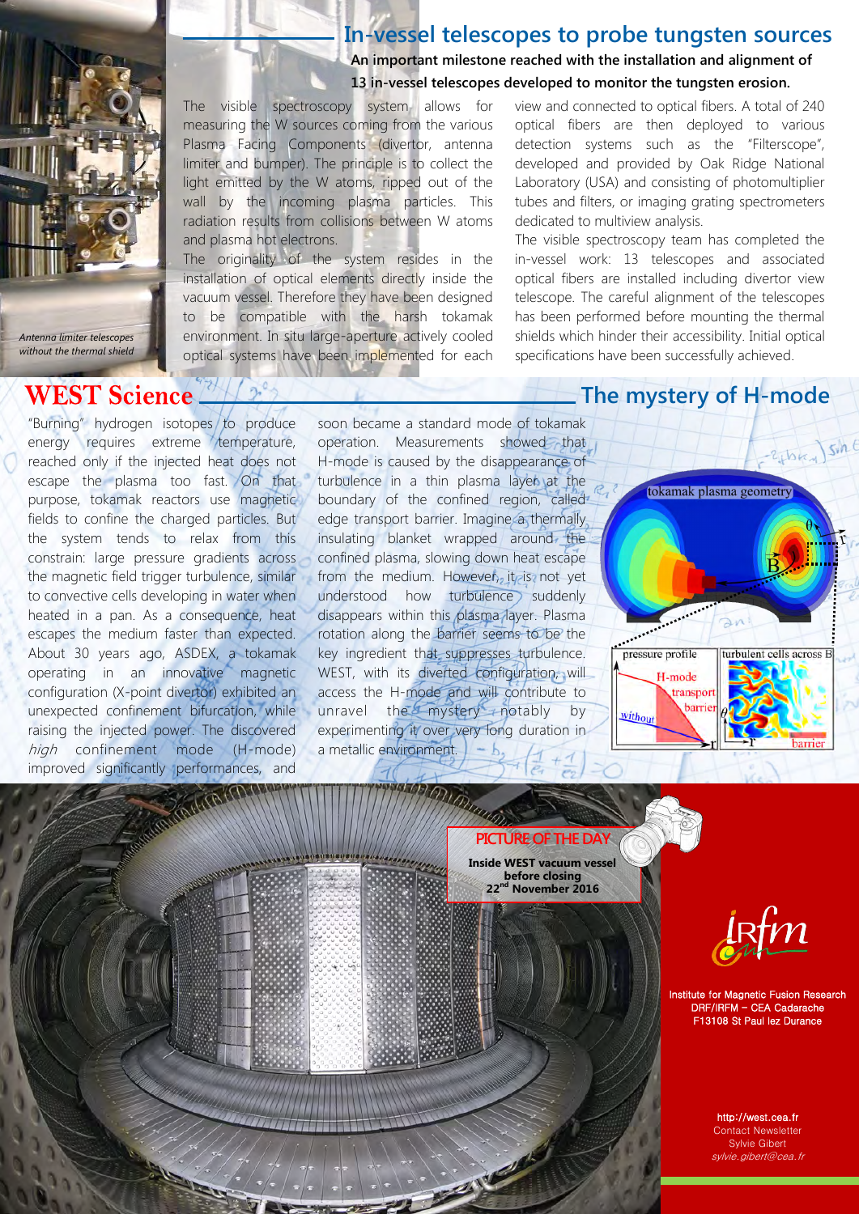## In-vessel telescopes to probe tungsten sources

**An important milestone reached with the installation and alignment of 13 in-vessel telescopes developed to monitor the tungsten erosion.**

*Antenna limiter telescopes without the thermal shield*

The visible spectroscopy system allows for measuring the W sources coming from the various Plasma Facing Components (divertor, antenna limiter and bumper). The principle is to collect the light emitted by the W atoms, ripped out of the wall by the incoming plasma particles. This radiation results from collisions between W atoms and plasma hot electrons.

The originality of the system resides in the installation of optical elements directly inside the vacuum vessel. Therefore they have been designed to be compatible with the harsh tokamak environment. In situ large-aperture actively cooled optical systems have been implemented for each view and connected to optical fibers. A total of 240 optical fibers are then deployed to various detection systems such as the "Filterscope", developed and provided by Oak Ridge National Laboratory (USA) and consisting of photomultiplier tubes and filters, or imaging grating spectrometers dedicated to multiview analysis.

The visible spectroscopy team has completed the in-vessel work: 13 telescopes and associated optical fibers are installed including divertor view telescope. The careful alignment of the telescopes has been performed before mounting the thermal shields which hinder their accessibility. Initial optical specifications have been successfully achieved.

# WEST Science

## The mystery of H-mode

"Burning" hydrogen isotopes to produce energy requires extreme temperature, reached only if the injected heat does not escape the plasma too fast. On that purpose, tokamak reactors use magnetic fields to confine the charged particles. But the system tends to relax from this constrain: large pressure gradients across the magnetic field trigger turbulence, similar to convective cells developing in water when heated in a pan. As a consequence, heat escapes the medium faster than expected. About 30 years ago, ASDEX, a tokamak operating in an innovative magnetic configuration (X-point divertor) exhibited an unexpected confinement bifurcation, while raising the injected power. The discovered *high* confinement mode (H-mode) improved significantly performances, and soon became a standard mode of tokamak operation. Measurements showed that H-mode is caused by the disappearance of turbulence in a thin plasma layer at the boundary of the confined region, called edge transport barrier. Imagine a thermally insulating blanket wrapped around the confined plasma, slowing down heat escape from the medium. However, it is not yet understood how turbulence suddenly disappears within this plasma layer. Plasma rotation along the barrier seems to be the key ingredient that suppresses turbulence. WEST, with its diverted configuration, will access the H-mode and will contribute to unravel the mystery notably by experimenting it over very long duration in a metallic environment.

tokamak plasma geometry
θ
r
B
pressure profile
H-mode
transport barrier
without
r
turbulent cells across B
θ
r
barrier

**PICTURE OF THE DAY**

**Inside WEST vacuum vessel before closing 22nd November 2016**

Institute for Magnetic Fusion Research
DRF/IRFM – CEA Cadarache
F13108 St Paul lez Durance

http://west.cea.fr
Contact Newsletter
Sylvie Gibert
*sylvie.gibert@cea.fr*